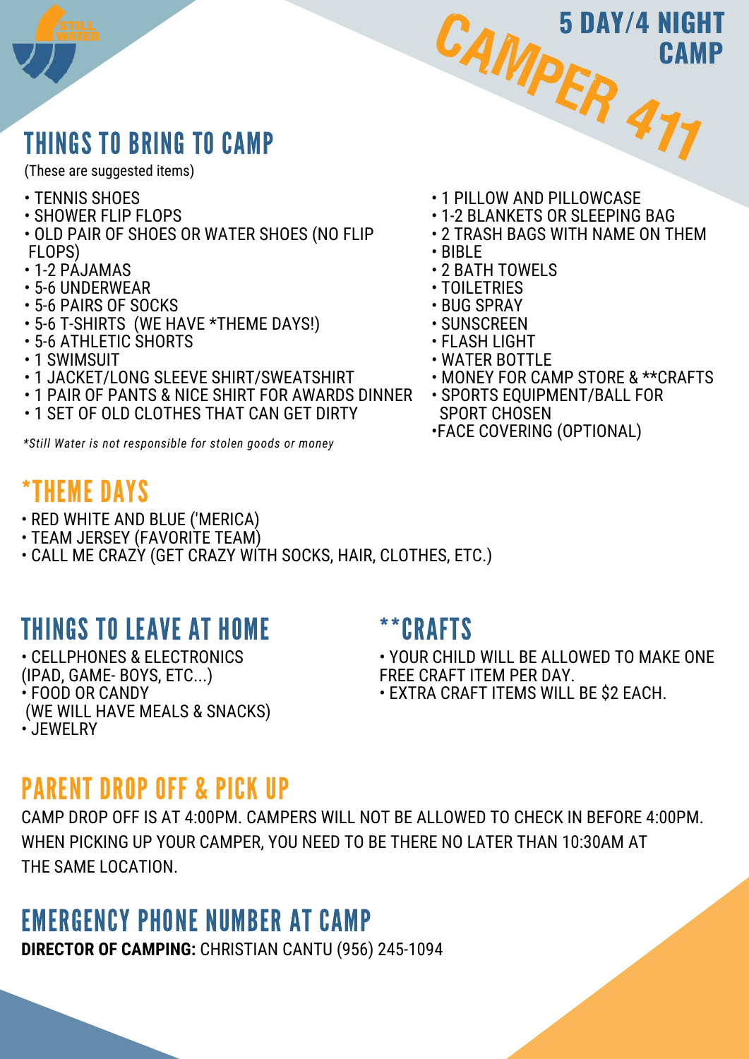# CAMPER 411

## 5 DAY/4 NIGHT CAMP

## THINGS TO BRING TO CAMP

(These are suggested items)

- TENNIS SHOES
- SHOWER FLIP FLOPS
- OLD PAIR OF SHOES OR WATER SHOES (NO FLIP FLOPS)
- 1-2 PAJAMAS
- 5-6 UNDERWEAR
- 5-6 PAIRS OF SOCKS
- 5-6 T-SHIRTS (WE HAVE *THEME DAYS!)
- 5-6 ATHLETIC SHORTS
- 1 SWIMSUIT
- 1 JACKET/LONG SLEEVE SHIRT/SWEATSHIRT
- 1 PAIR OF PANTS & NICE SHIRT FOR AWARDS DINNER
- 1 SET OF OLD CLOTHES THAT CAN GET DIRTY
- 1 PILLOW AND PILLOWCASE
- 1-2 BLANKETS OR SLEEPING BAG
- 2 TRASH BAGS WITH NAME ON THEM
- BIBLE
- 2 BATH TOWELS
- TOILETRIES
- BUG SPRAY
- SUNSCREEN
- FLASH LIGHT
- WATER BOTTLE
- MONEY FOR CAMP STORE & **CRAFTS
- SPORTS EQUIPMENT/BALL FOR SPORT CHOSEN
- FACE COVERING (OPTIONAL)

*\*Still Water is not responsible for stolen goods or money*

## *THEME DAYS

- RED WHITE AND BLUE ('MERICA)
- TEAM JERSEY (FAVORITE TEAM)
- CALL ME CRAZY (GET CRAZY WITH SOCKS, HAIR, CLOTHES, ETC.)

## THINGS TO LEAVE AT HOME

- CELLPHONES & ELECTRONICS (IPAD, GAME- BOYS, ETC...)
- FOOD OR CANDY (WE WILL HAVE MEALS & SNACKS)
- JEWELRY

## **CRAFTS

- YOUR CHILD WILL BE ALLOWED TO MAKE ONE FREE CRAFT ITEM PER DAY.
- EXTRA CRAFT ITEMS WILL BE $2 EACH.

## PARENT DROP OFF & PICK UP

CAMP DROP OFF IS AT 4:00PM. CAMPERS WILL NOT BE ALLOWED TO CHECK IN BEFORE 4:00PM. WHEN PICKING UP YOUR CAMPER, YOU NEED TO BE THERE NO LATER THAN 10:30AM AT THE SAME LOCATION.

## EMERGENCY PHONE NUMBER AT CAMP

**DIRECTOR OF CAMPING:** CHRISTIAN CANTU (956) 245-1094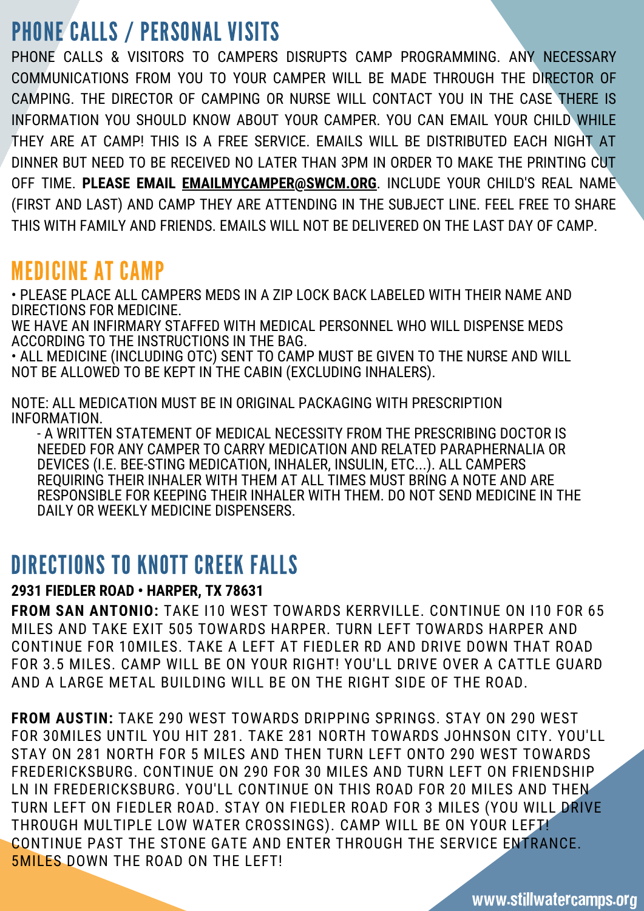## PHONE CALLS / PERSONAL VISITS

PHONE CALLS & VISITORS TO CAMPERS DISRUPTS CAMP PROGRAMMING. ANY NECESSARY COMMUNICATIONS FROM YOU TO YOUR CAMPER WILL BE MADE THROUGH THE DIRECTOR OF CAMPING. THE DIRECTOR OF CAMPING OR NURSE WILL CONTACT YOU IN THE CASE THERE IS INFORMATION YOU SHOULD KNOW ABOUT YOUR CAMPER. YOU CAN EMAIL YOUR CHILD WHILE THEY ARE AT CAMP! THIS IS A FREE SERVICE. EMAILS WILL BE DISTRIBUTED EACH NIGHT AT DINNER BUT NEED TO BE RECEIVED NO LATER THAN 3PM IN ORDER TO MAKE THE PRINTING CUT OFF TIME. **PLEASE EMAIL EMAILMYCAMPER@SWCM.ORG**. INCLUDE YOUR CHILD'S REAL NAME (FIRST AND LAST) AND CAMP THEY ARE ATTENDING IN THE SUBJECT LINE. FEEL FREE TO SHARE THIS WITH FAMILY AND FRIENDS. EMAILS WILL NOT BE DELIVERED ON THE LAST DAY OF CAMP.

## MEDICINE AT CAMP

• PLEASE PLACE ALL CAMPERS MEDS IN A ZIP LOCK BACK LABELED WITH THEIR NAME AND DIRECTIONS FOR MEDICINE.
WE HAVE AN INFIRMARY STAFFED WITH MEDICAL PERSONNEL WHO WILL DISPENSE MEDS ACCORDING TO THE INSTRUCTIONS IN THE BAG.
• ALL MEDICINE (INCLUDING OTC) SENT TO CAMP MUST BE GIVEN TO THE NURSE AND WILL NOT BE ALLOWED TO BE KEPT IN THE CABIN (EXCLUDING INHALERS).

NOTE: ALL MEDICATION MUST BE IN ORIGINAL PACKAGING WITH PRESCRIPTION INFORMATION.

- A WRITTEN STATEMENT OF MEDICAL NECESSITY FROM THE PRESCRIBING DOCTOR IS NEEDED FOR ANY CAMPER TO CARRY MEDICATION AND RELATED PARAPHERNALIA OR DEVICES (I.E. BEE-STING MEDICATION, INHALER, INSULIN, ETC...). ALL CAMPERS REQUIRING THEIR INHALER WITH THEM AT ALL TIMES MUST BRING A NOTE AND ARE RESPONSIBLE FOR KEEPING THEIR INHALER WITH THEM. DO NOT SEND MEDICINE IN THE DAILY OR WEEKLY MEDICINE DISPENSERS.

## DIRECTIONS TO KNOTT CREEK FALLS

**2931 FIEDLER ROAD • HARPER, TX 78631**

**FROM SAN ANTONIO:** TAKE I10 WEST TOWARDS KERRVILLE. CONTINUE ON I10 FOR 65 MILES AND TAKE EXIT 505 TOWARDS HARPER. TURN LEFT TOWARDS HARPER AND CONTINUE FOR 10MILES. TAKE A LEFT AT FIEDLER RD AND DRIVE DOWN THAT ROAD FOR 3.5 MILES. CAMP WILL BE ON YOUR RIGHT! YOU'LL DRIVE OVER A CATTLE GUARD AND A LARGE METAL BUILDING WILL BE ON THE RIGHT SIDE OF THE ROAD.

**FROM AUSTIN:** TAKE 290 WEST TOWARDS DRIPPING SPRINGS. STAY ON 290 WEST FOR 30MILES UNTIL YOU HIT 281. TAKE 281 NORTH TOWARDS JOHNSON CITY. YOU'LL STAY ON 281 NORTH FOR 5 MILES AND THEN TURN LEFT ONTO 290 WEST TOWARDS FREDERICKSBURG. CONTINUE ON 290 FOR 30 MILES AND TURN LEFT ON FRIENDSHIP LN IN FREDERICKSBURG. YOU'LL CONTINUE ON THIS ROAD FOR 20 MILES AND THEN TURN LEFT ON FIEDLER ROAD. STAY ON FIEDLER ROAD FOR 3 MILES (YOU WILL DRIVE THROUGH MULTIPLE LOW WATER CROSSINGS). CAMP WILL BE ON YOUR LEFT! CONTINUE PAST THE STONE GATE AND ENTER THROUGH THE SERVICE ENTRANCE. 5MILES DOWN THE ROAD ON THE LEFT!

www.stillwatercamps.org